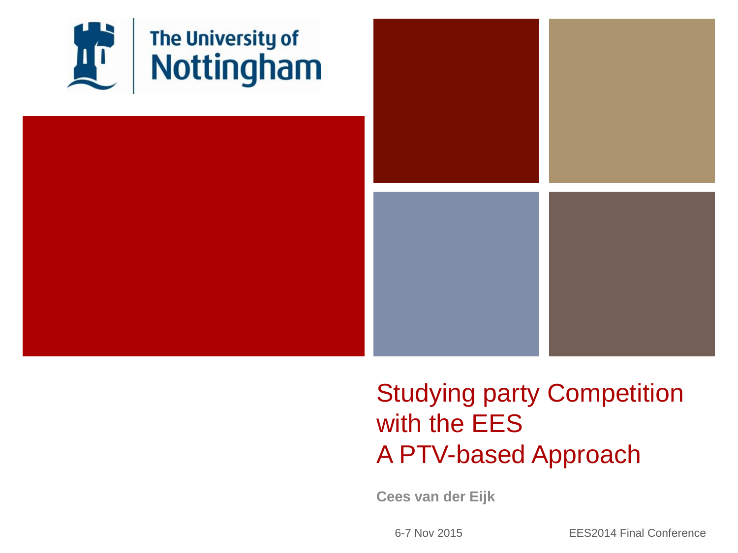The University of Nottingham

# Studying party Competition with the EES
# A PTV-based Approach

**Cees van der Eijk**

6-7 Nov 2015

EES2014 Final Conference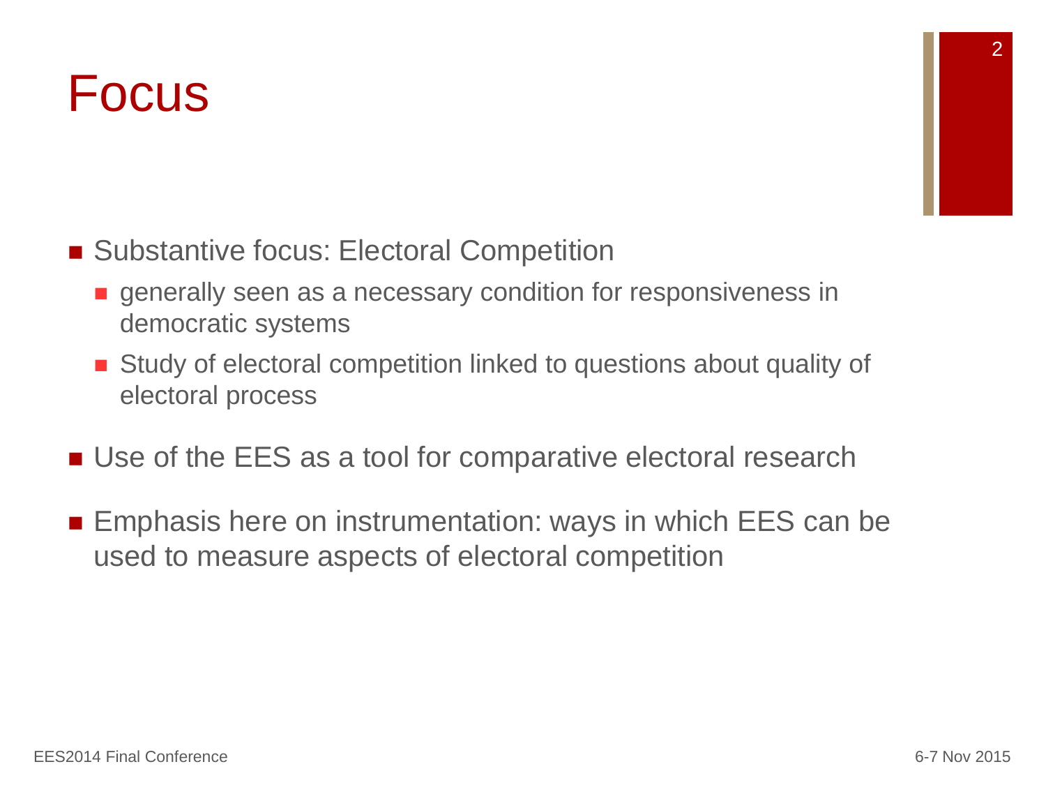# Focus

- Substantive focus: Electoral Competition
  - generally seen as a necessary condition for responsiveness in democratic systems
  - Study of electoral competition linked to questions about quality of electoral process
- Use of the EES as a tool for comparative electoral research
- Emphasis here on instrumentation: ways in which EES can be used to measure aspects of electoral competition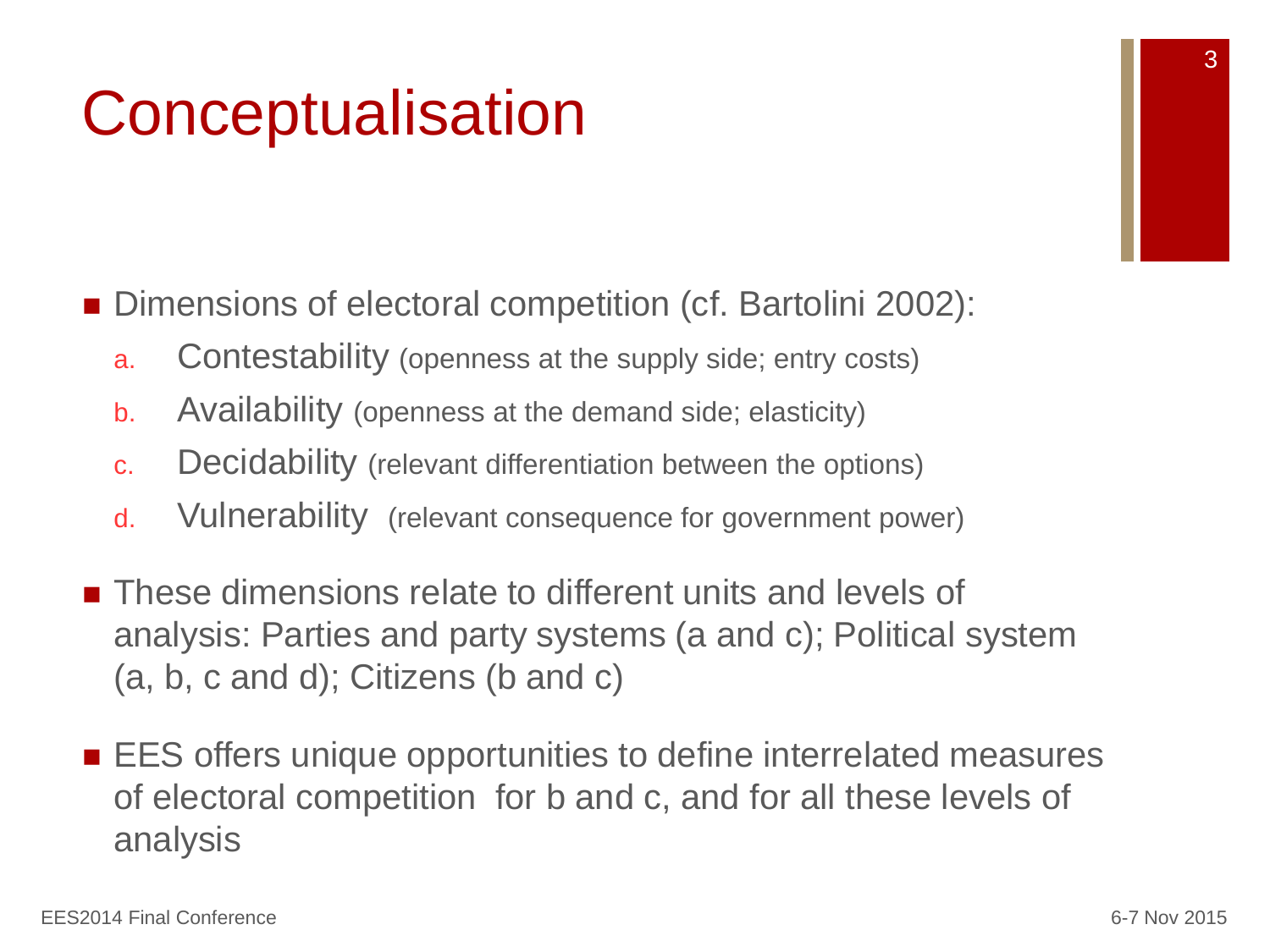# Conceptualisation

- Dimensions of electoral competition (cf. Bartolini 2002):
  a. Contestability (openness at the supply side; entry costs)
  b. Availability (openness at the demand side; elasticity)
  c. Decidability (relevant differentiation between the options)
  d. Vulnerability (relevant consequence for government power)

- These dimensions relate to different units and levels of analysis: Parties and party systems (a and c); Political system (a, b, c and d); Citizens (b and c)

- EES offers unique opportunities to define interrelated measures of electoral competition for b and c, and for all these levels of analysis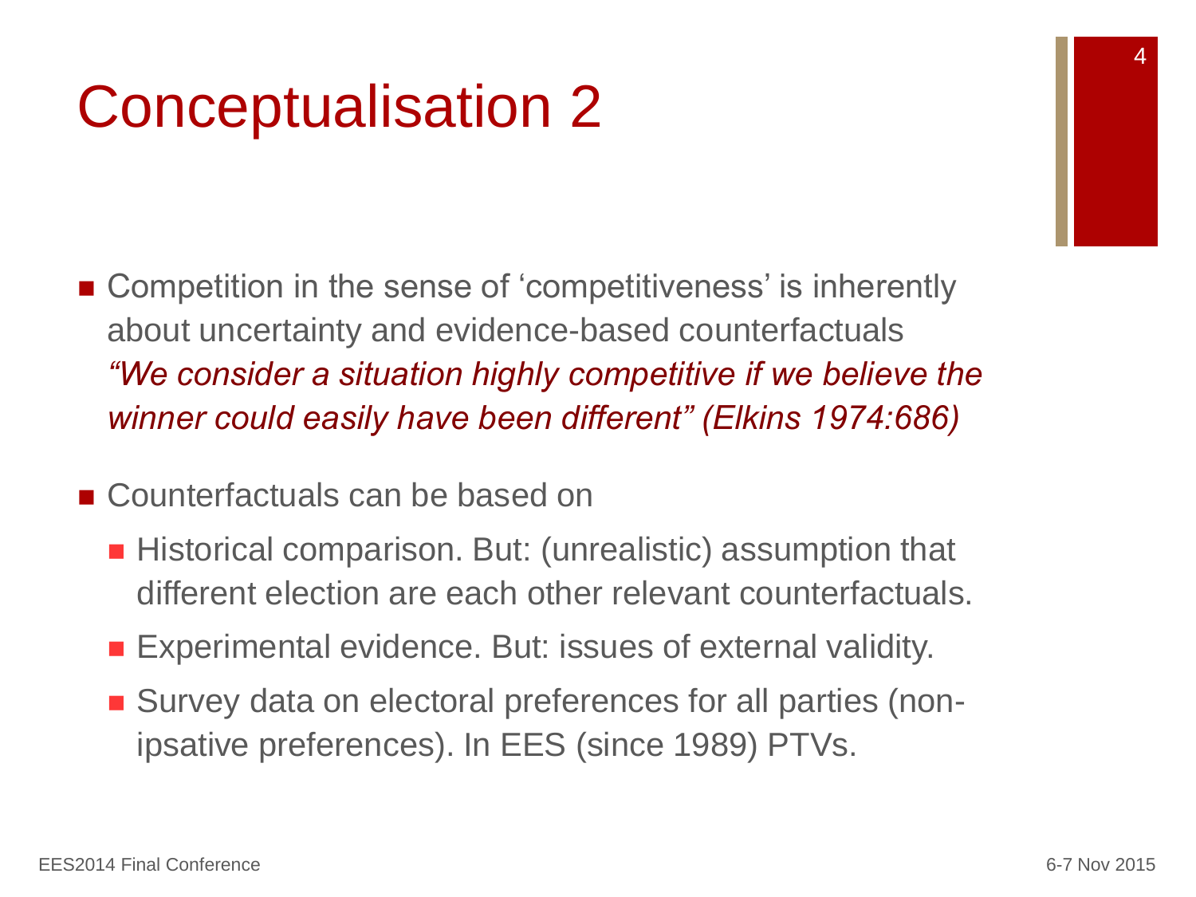# Conceptualisation 2

- Competition in the sense of 'competitiveness' is inherently about uncertainty and evidence-based counterfactuals
  *"We consider a situation highly competitive if we believe the winner could easily have been different" (Elkins 1974:686)*

- Counterfactuals can be based on
  - Historical comparison. But: (unrealistic) assumption that different election are each other relevant counterfactuals.
  - Experimental evidence. But: issues of external validity.
  - Survey data on electoral preferences for all parties (non-ipsative preferences). In EES (since 1989) PTVs.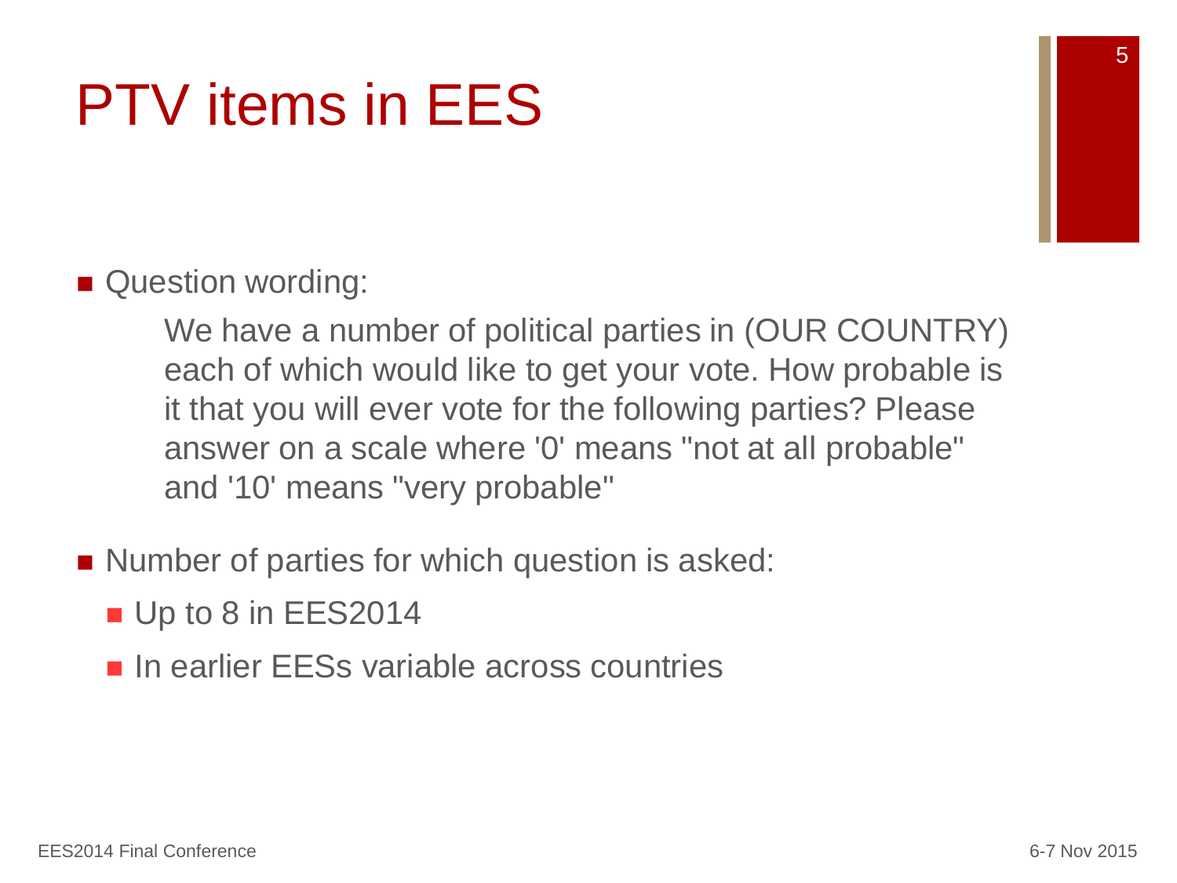# PTV items in EES

- Question wording:

  We have a number of political parties in (OUR COUNTRY) each of which would like to get your vote. How probable is it that you will ever vote for the following parties? Please answer on a scale where '0' means "not at all probable" and '10' means "very probable"

- Number of parties for which question is asked:
  - Up to 8 in EES2014
  - In earlier EESs variable across countries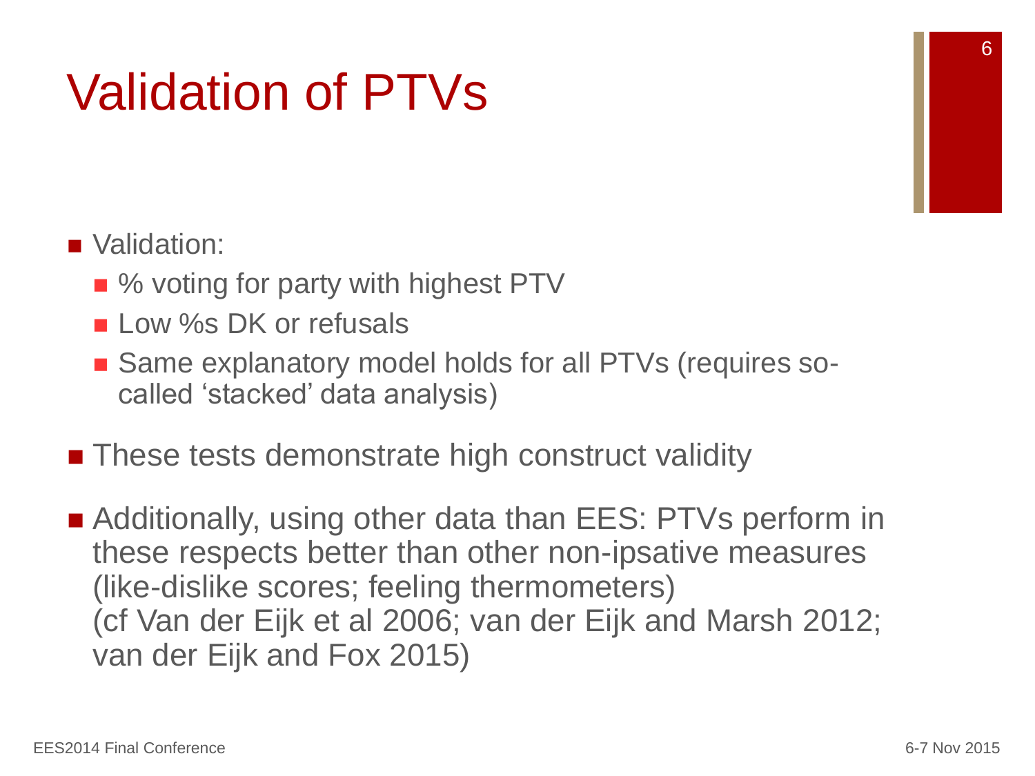# Validation of PTVs

- Validation:
  - % voting for party with highest PTV
  - Low %s DK or refusals
  - Same explanatory model holds for all PTVs (requires so-called ‘stacked’ data analysis)
- These tests demonstrate high construct validity
- Additionally, using other data than EES: PTVs perform in these respects better than other non-ipsative measures (like-dislike scores; feeling thermometers)
  (cf Van der Eijk et al 2006; van der Eijk and Marsh 2012; van der Eijk and Fox 2015)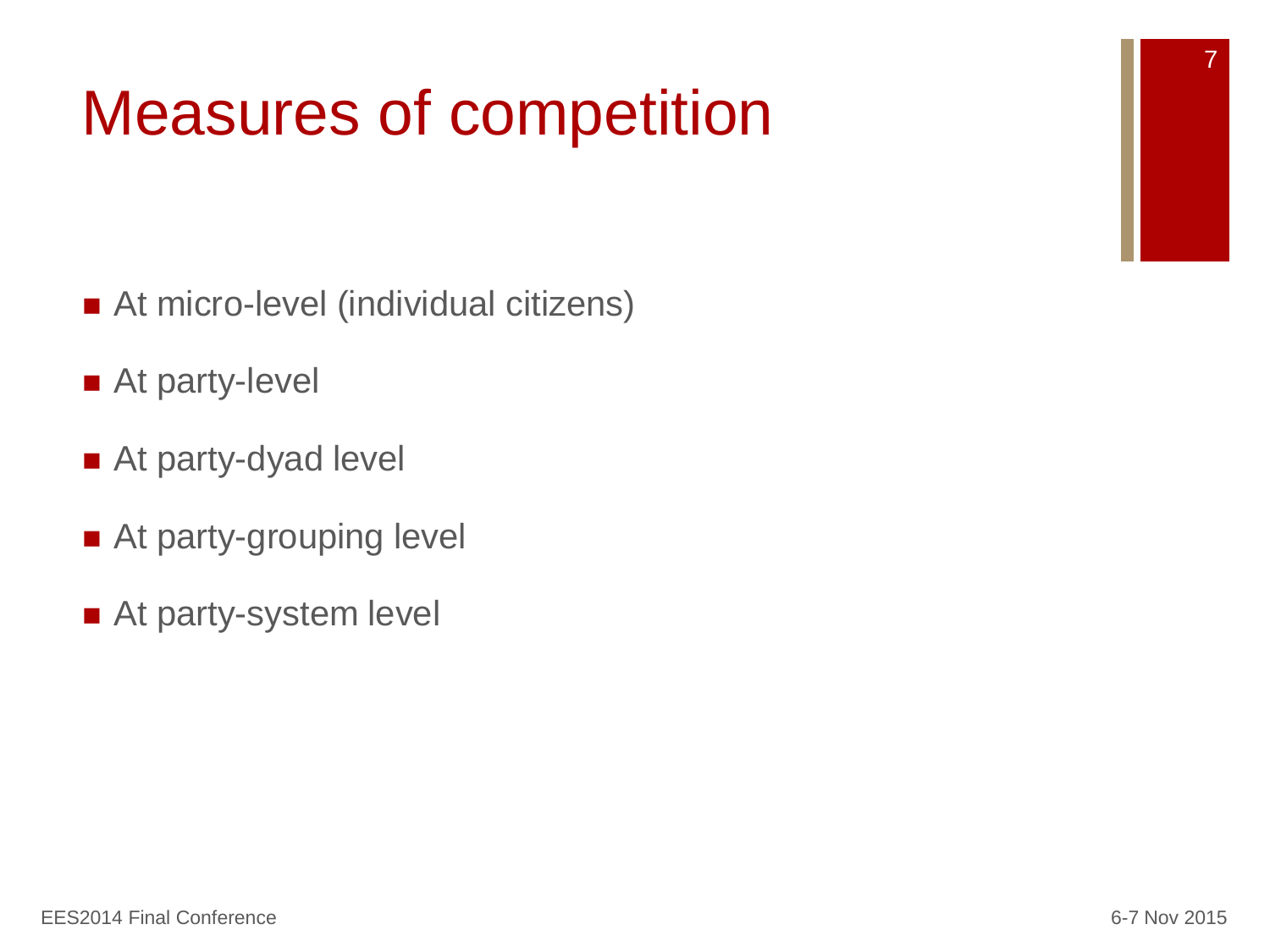# Measures of competition

- At micro-level (individual citizens)
- At party-level
- At party-dyad level
- At party-grouping level
- At party-system level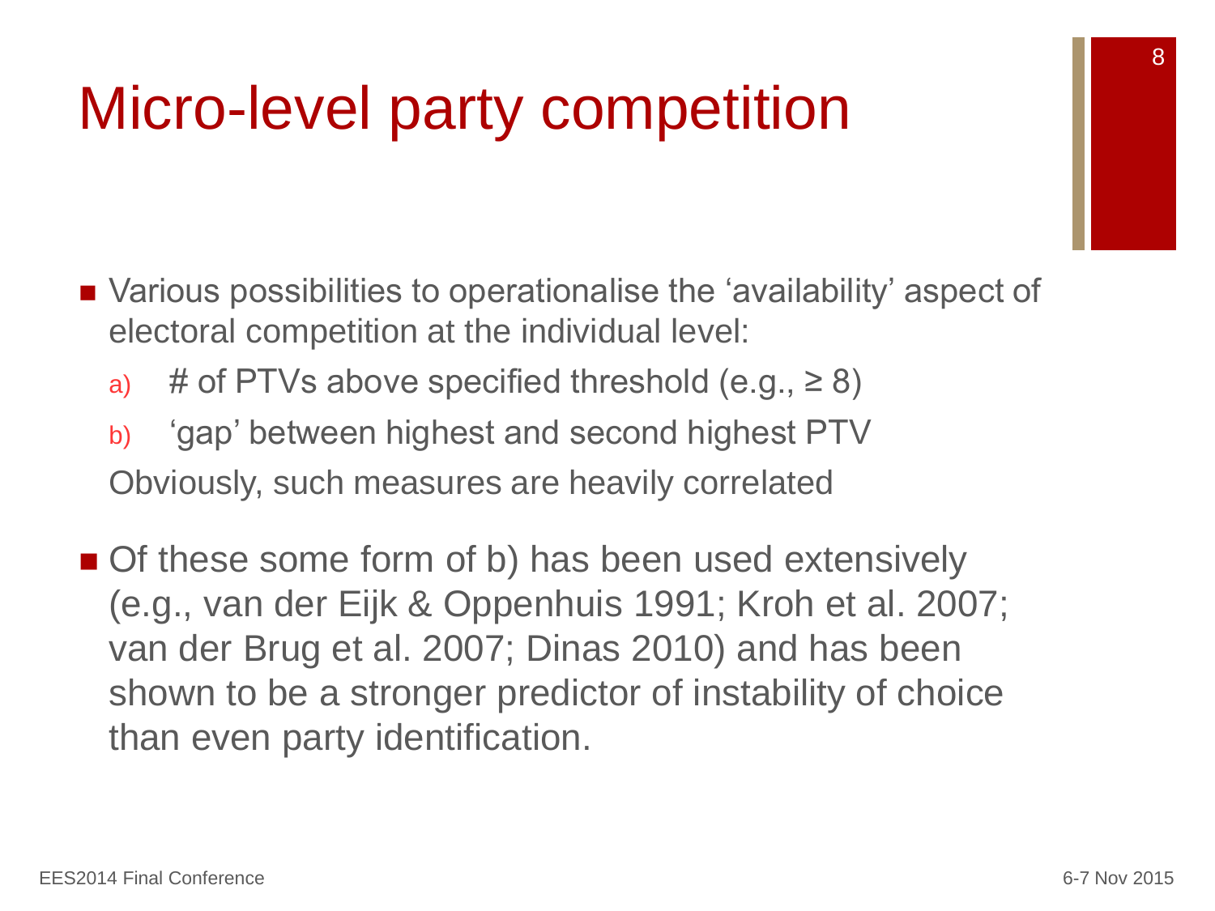# Micro-level party competition

- Various possibilities to operationalise the 'availability' aspect of electoral competition at the individual level:
  a) # of PTVs above specified threshold (e.g., ≥ 8)
  b) 'gap' between highest and second highest PTV

  Obviously, such measures are heavily correlated

- Of these some form of b) has been used extensively (e.g., van der Eijk & Oppenhuis 1991; Kroh et al. 2007; van der Brug et al. 2007; Dinas 2010) and has been shown to be a stronger predictor of instability of choice than even party identification.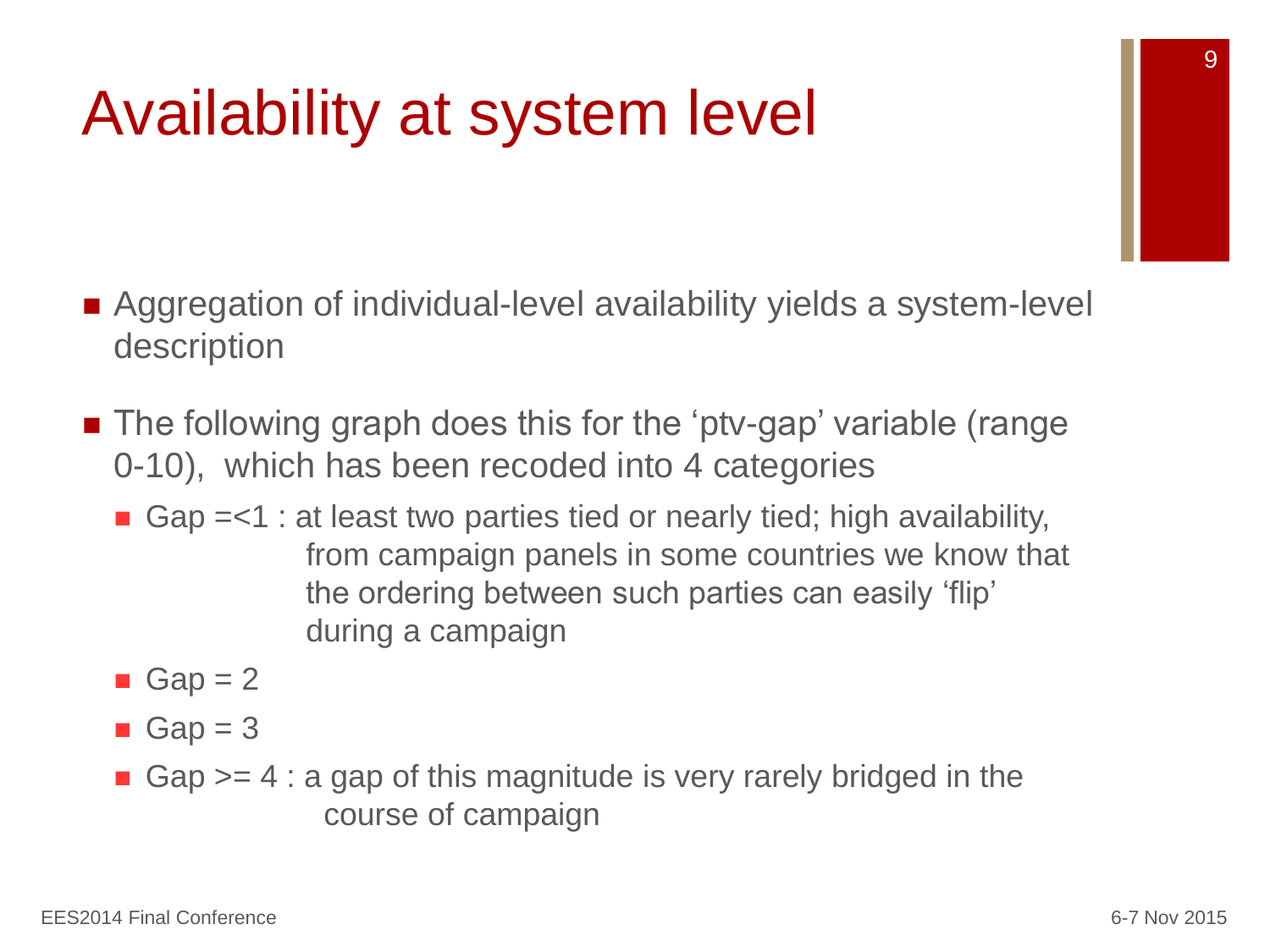# Availability at system level

- Aggregation of individual-level availability yields a system-level description
- The following graph does this for the 'ptv-gap' variable (range 0-10), which has been recoded into 4 categories
  - Gap =<1 : at least two parties tied or nearly tied; high availability, from campaign panels in some countries we know that the ordering between such parties can easily 'flip' during a campaign
  - Gap = 2
  - Gap = 3
  - Gap >= 4 : a gap of this magnitude is very rarely bridged in the course of campaign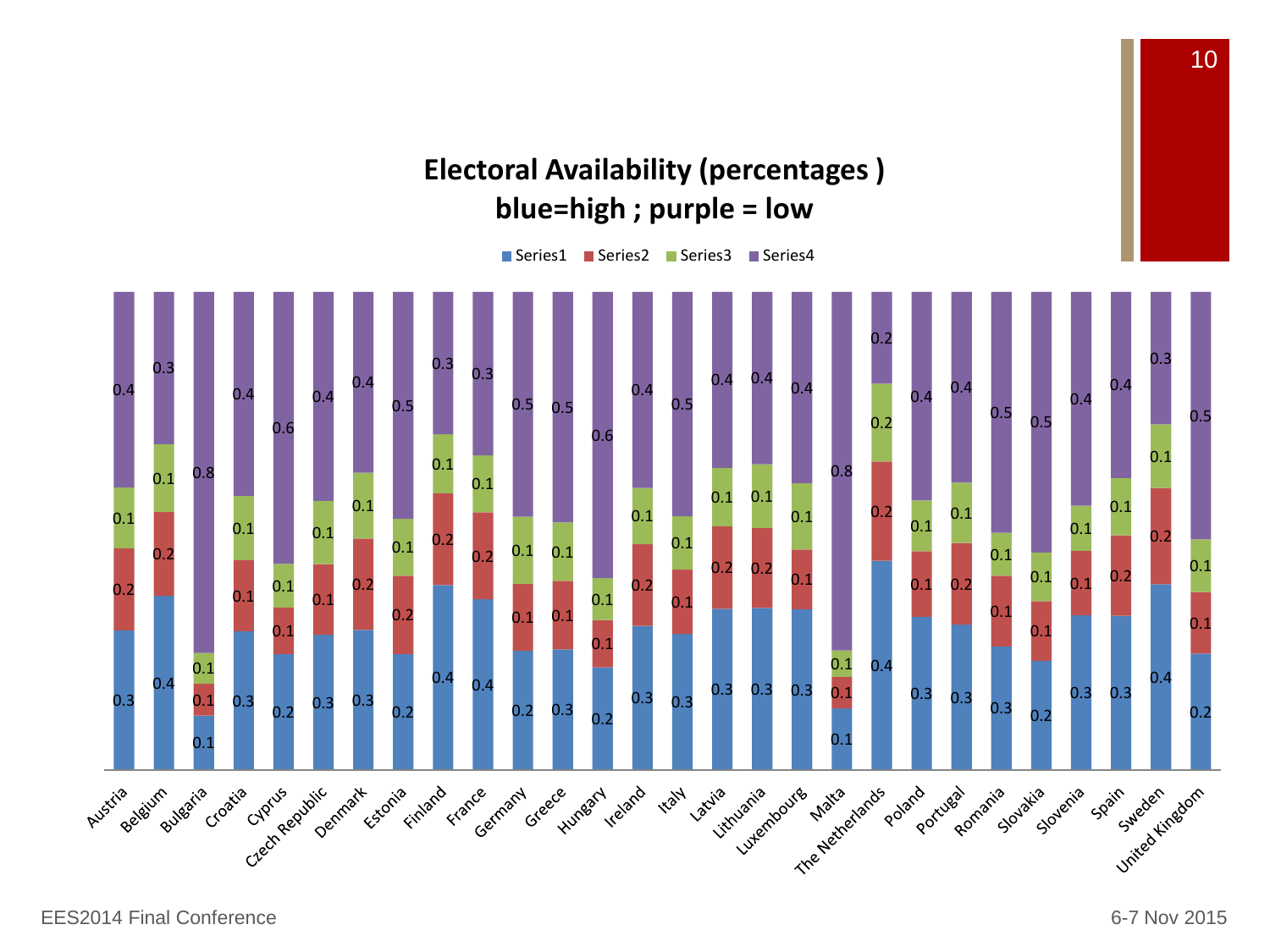## Electoral Availability (percentages )
## blue=high ; purple = low

| Country | Series1 | Series2 | Series3 | Series4 |
| --- | --- | --- | --- | --- |
| Austria | 0.3 | 0.2 | 0.1 | 0.4 |
| Belgium | 0.4 | 0.2 | 0.1 | 0.3 |
| Bulgaria | 0.1 | 0.1 | 0.1 | 0.8 |
| Croatia | 0.3 | 0.1 | 0.1 | 0.4 |
| Cyprus | 0.2 | 0.1 | 0.1 | 0.6 |
| Czech Republic | 0.3 | 0.1 | 0.1 | 0.4 |
| Denmark | 0.3 | 0.2 | 0.1 | 0.4 |
| Estonia | 0.2 | 0.2 | 0.1 | 0.5 |
| Finland | 0.4 | 0.2 | 0.1 | 0.3 |
| France | 0.4 | 0.2 | 0.1 | 0.3 |
| Germany | 0.2 | 0.1 | 0.1 | 0.5 |
| Greece | 0.3 | 0.1 | 0.1 | 0.5 |
| Hungary | 0.2 | 0.1 | 0.1 | 0.6 |
| Ireland | 0.3 | 0.2 | 0.1 | 0.4 |
| Italy | 0.3 | 0.1 | 0.1 | 0.5 |
| Latvia | 0.3 | 0.2 | 0.1 | 0.4 |
| Lithuania | 0.3 | 0.2 | 0.1 | 0.4 |
| Luxembourg | 0.3 | 0.1 | 0.1 | 0.4 |
| Malta | 0.1 | 0.1 | 0.1 | 0.8 |
| The Netherlands | 0.4 | 0.2 | 0.2 | 0.2 |
| Poland | 0.3 | 0.1 | 0.1 | 0.4 |
| Portugal | 0.3 | 0.2 | 0.1 | 0.4 |
| Romania | 0.3 | 0.1 | 0.1 | 0.5 |
| Slovakia | 0.2 | 0.1 | 0.1 | 0.5 |
| Slovenia | 0.3 | 0.1 | 0.1 | 0.4 |
| Spain | 0.3 | 0.2 | 0.1 | 0.4 |
| Sweden | 0.4 | 0.2 | 0.1 | 0.3 |
| United Kingdom | 0.2 | 0.1 | 0.1 | 0.5 |

EES2014 Final Conference

6-7 Nov 2015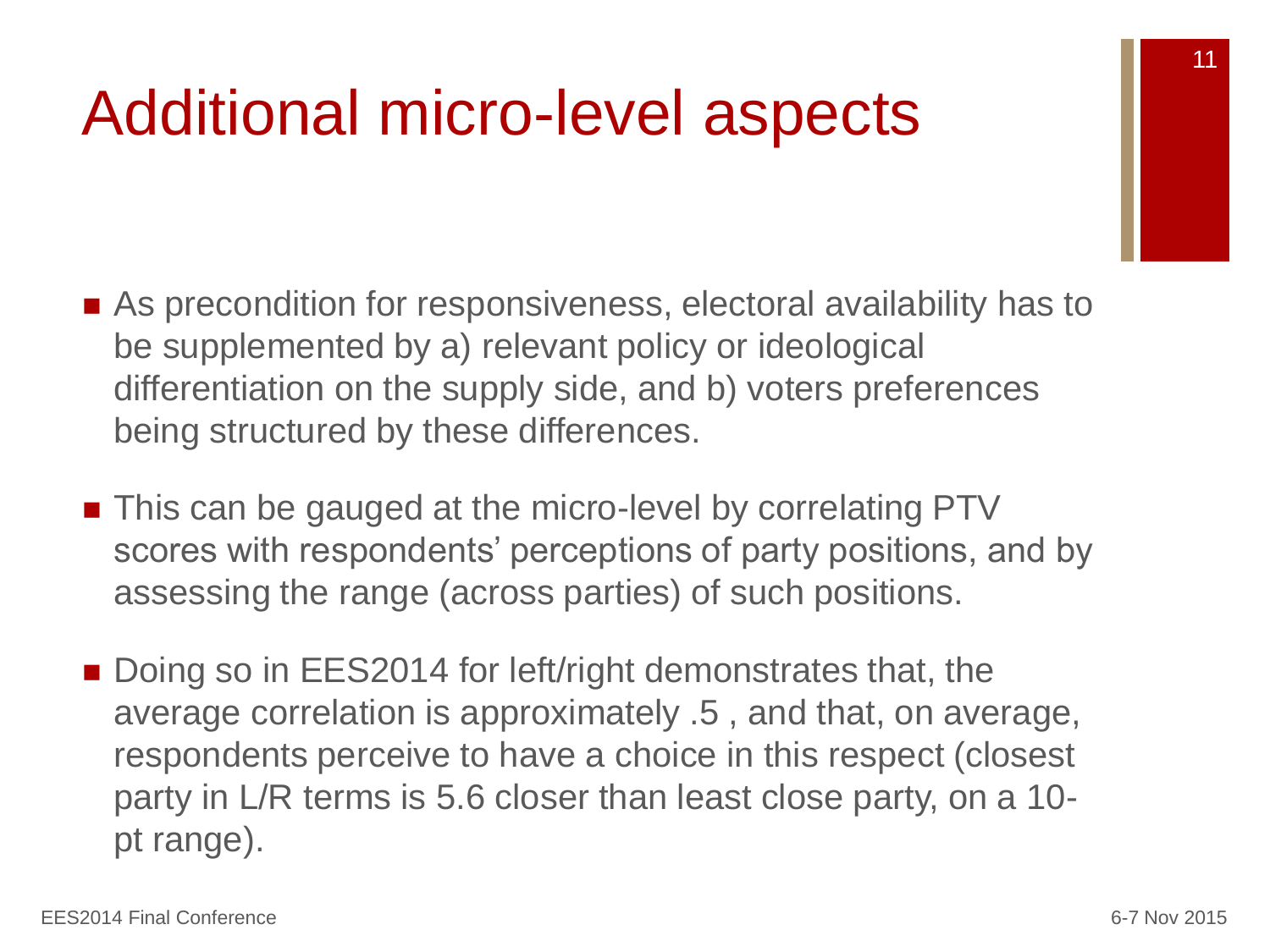# Additional micro-level aspects

- As precondition for responsiveness, electoral availability has to be supplemented by a) relevant policy or ideological differentiation on the supply side, and b) voters preferences being structured by these differences.

- This can be gauged at the micro-level by correlating PTV scores with respondents' perceptions of party positions, and by assessing the range (across parties) of such positions.

- Doing so in EES2014 for left/right demonstrates that, the average correlation is approximately .5 , and that, on average, respondents perceive to have a choice in this respect (closest party in L/R terms is 5.6 closer than least close party, on a 10-pt range).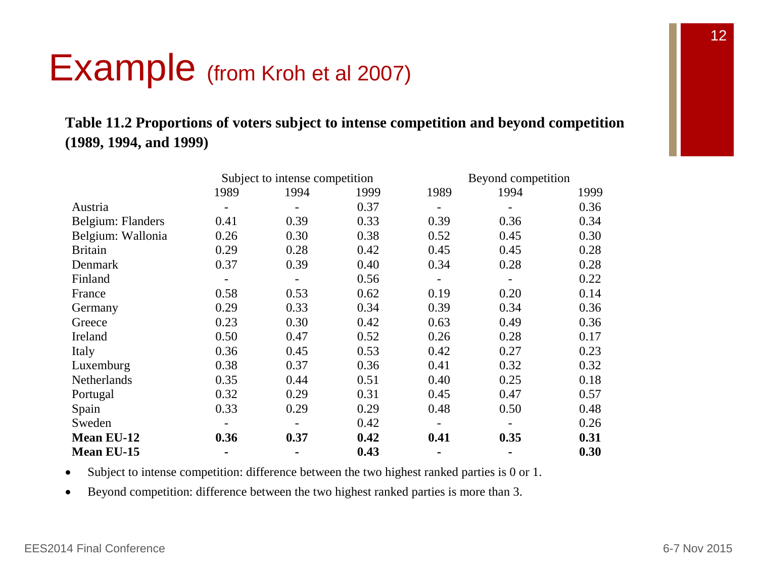# Example (from Kroh et al 2007)

**Table 11.2 Proportions of voters subject to intense competition and beyond competition (1989, 1994, and 1999)**

| | Subject to intense competition | | | Beyond competition | | |
|---|---|---|---|---|---|---|
| | 1989 | 1994 | 1999 | 1989 | 1994 | 1999 |
| Austria | - | - | 0.37 | - | - | 0.36 |
| Belgium: Flanders | 0.41 | 0.39 | 0.33 | 0.39 | 0.36 | 0.34 |
| Belgium: Wallonia | 0.26 | 0.30 | 0.38 | 0.52 | 0.45 | 0.30 |
| Britain | 0.29 | 0.28 | 0.42 | 0.45 | 0.45 | 0.28 |
| Denmark | 0.37 | 0.39 | 0.40 | 0.34 | 0.28 | 0.28 |
| Finland | - | - | 0.56 | - | - | 0.22 |
| France | 0.58 | 0.53 | 0.62 | 0.19 | 0.20 | 0.14 |
| Germany | 0.29 | 0.33 | 0.34 | 0.39 | 0.34 | 0.36 |
| Greece | 0.23 | 0.30 | 0.42 | 0.63 | 0.49 | 0.36 |
| Ireland | 0.50 | 0.47 | 0.52 | 0.26 | 0.28 | 0.17 |
| Italy | 0.36 | 0.45 | 0.53 | 0.42 | 0.27 | 0.23 |
| Luxemburg | 0.38 | 0.37 | 0.36 | 0.41 | 0.32 | 0.32 |
| Netherlands | 0.35 | 0.44 | 0.51 | 0.40 | 0.25 | 0.18 |
| Portugal | 0.32 | 0.29 | 0.31 | 0.45 | 0.47 | 0.57 |
| Spain | 0.33 | 0.29 | 0.29 | 0.48 | 0.50 | 0.48 |
| Sweden | - | - | 0.42 | - | - | 0.26 |
| **Mean EU-12** | **0.36** | **0.37** | **0.42** | **0.41** | **0.35** | **0.31** |
| **Mean EU-15** | **-** | **-** | **0.43** | **-** | **-** | **0.30** |

- Subject to intense competition: difference between the two highest ranked parties is 0 or 1.
- Beyond competition: difference between the two highest ranked parties is more than 3.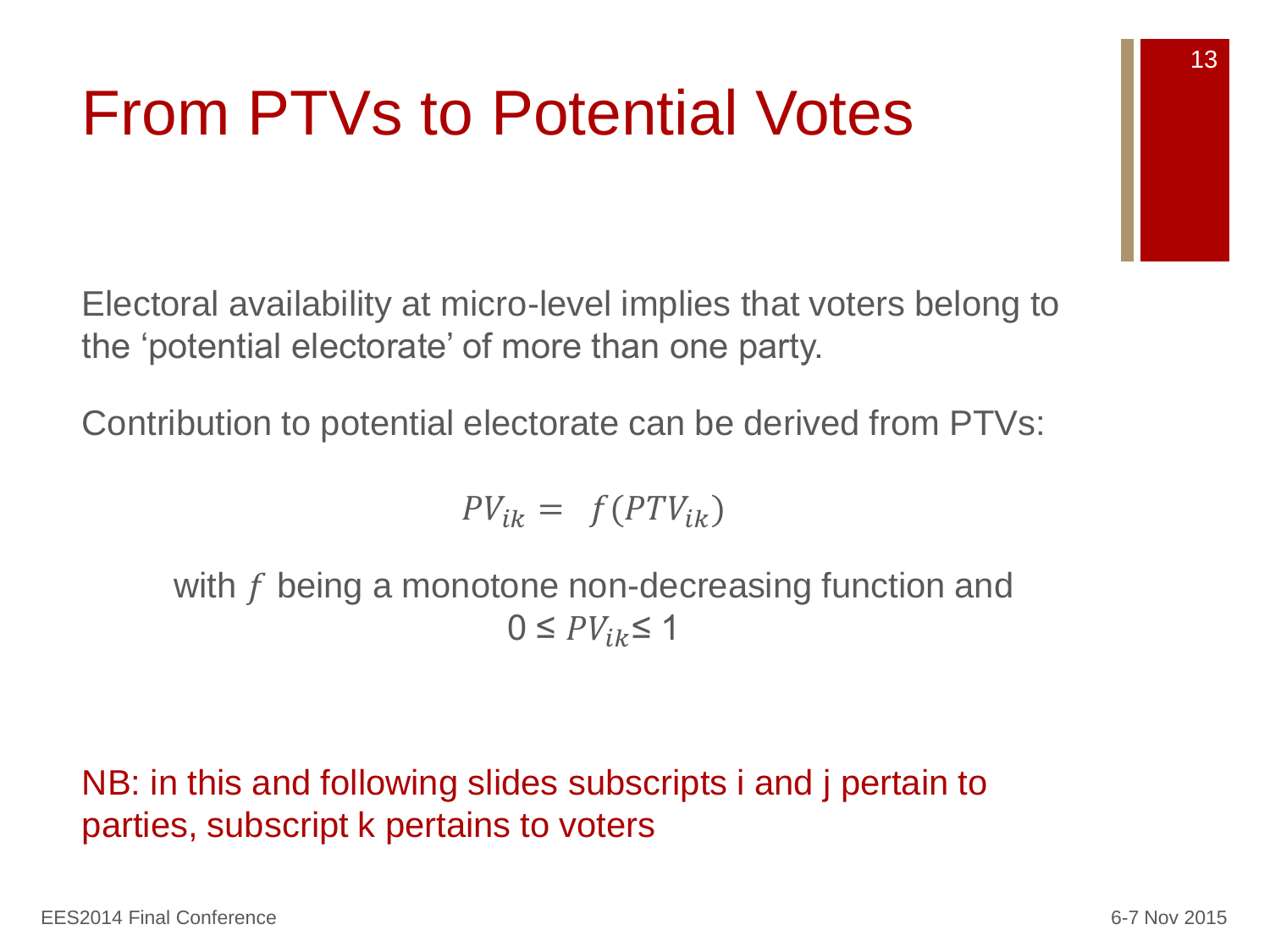# From PTVs to Potential Votes

Electoral availability at micro-level implies that voters belong to the ‘potential electorate’ of more than one party.

Contribution to potential electorate can be derived from PTVs:

$$PV_{ik} = f(PTV_{ik})$$

with $f$ being a monotone non-decreasing function and $0 \leq PV_{ik} \leq 1$

NB: in this and following slides subscripts i and j pertain to parties, subscript k pertains to voters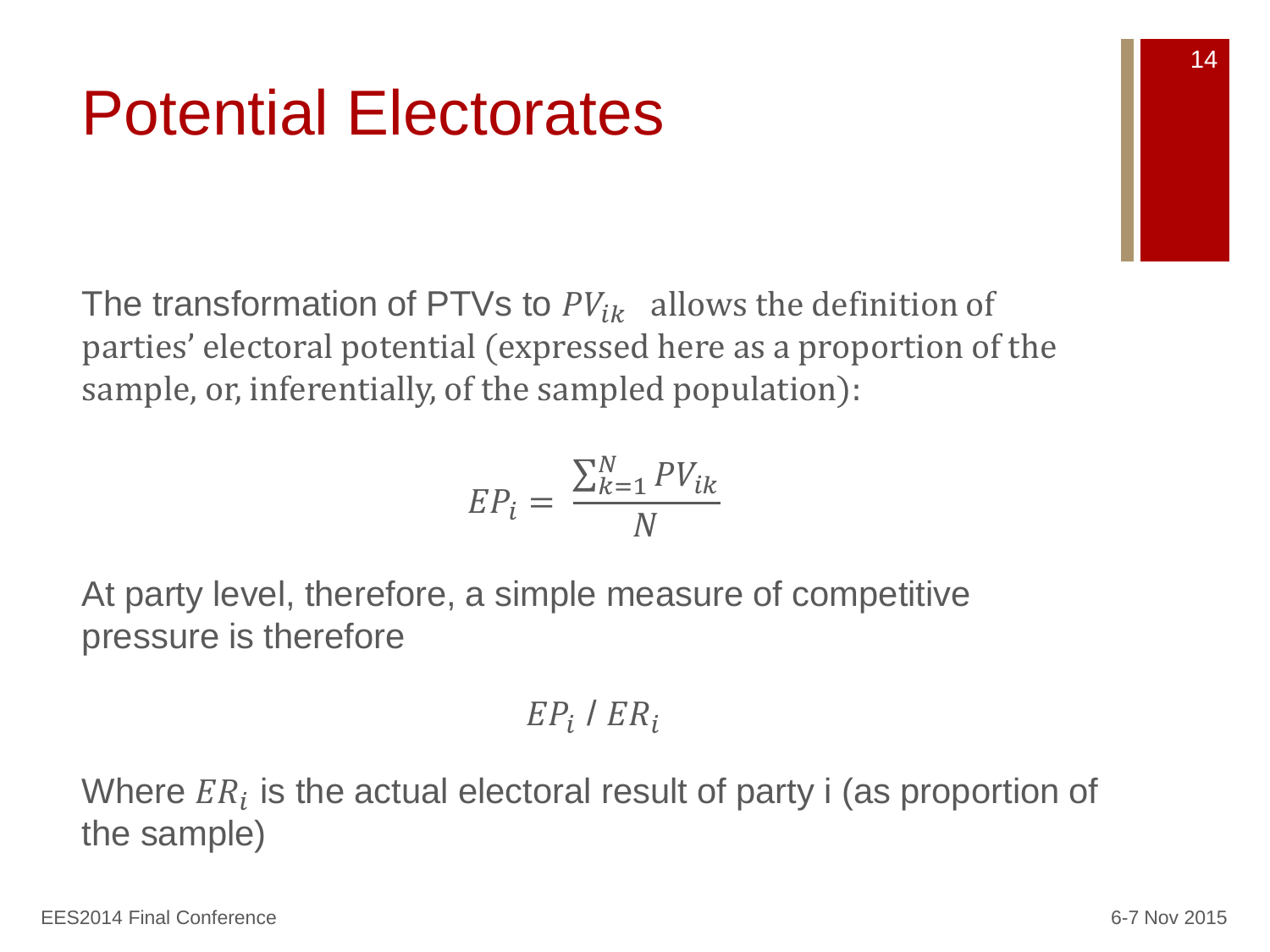# Potential Electorates

The transformation of PTVs to $PV_{ik}$ allows the definition of parties' electoral potential (expressed here as a proportion of the sample, or, inferentially, of the sampled population):

$$EP_i = \frac{\sum_{k=1}^{N} PV_{ik}}{N}$$

At party level, therefore, a simple measure of competitive pressure is therefore

$$EP_i \;/\; ER_i$$

Where $ER_i$ is the actual electoral result of party i (as proportion of the sample)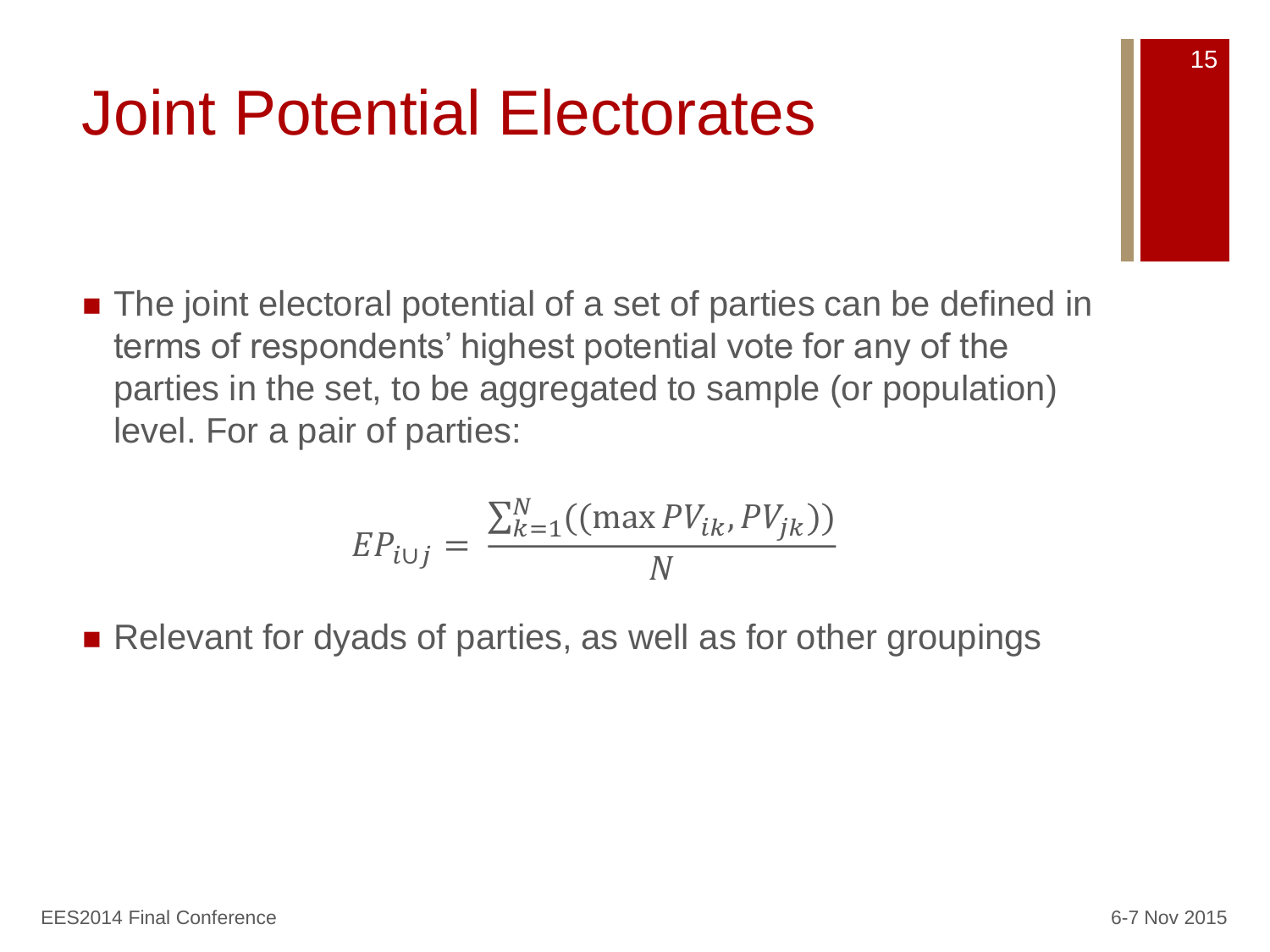# Joint Potential Electorates

- The joint electoral potential of a set of parties can be defined in terms of respondents' highest potential vote for any of the parties in the set, to be aggregated to sample (or population) level. For a pair of parties:

$$EP_{i \cup j} = \frac{\sum_{k=1}^{N}((\max PV_{ik}, PV_{jk}))}{N}$$

- Relevant for dyads of parties, as well as for other groupings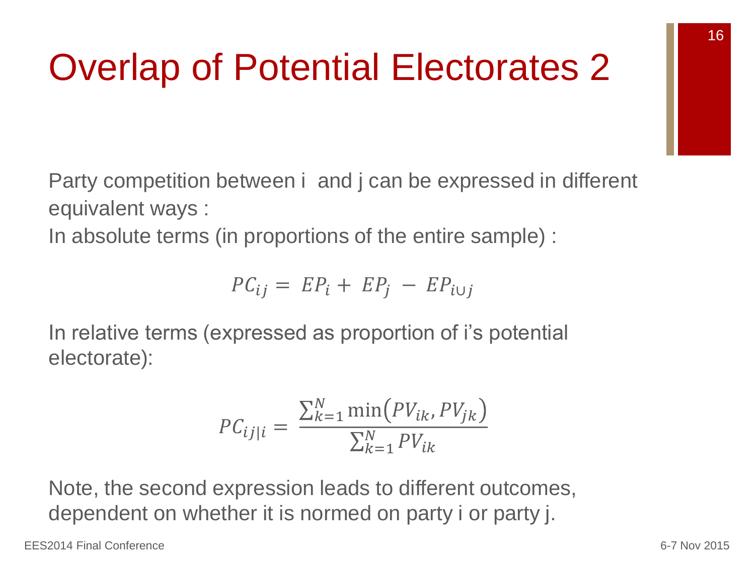# Overlap of Potential Electorates 2

Party competition between i and j can be expressed in different equivalent ways :

In absolute terms (in proportions of the entire sample) :

$$PC_{ij} = EP_i + EP_j - EP_{i \cup j}$$

In relative terms (expressed as proportion of i's potential electorate):

$$PC_{ij|i} = \frac{\sum_{k=1}^{N} \min\left(PV_{ik}, PV_{jk}\right)}{\sum_{k=1}^{N} PV_{ik}}$$

Note, the second expression leads to different outcomes, dependent on whether it is normed on party i or party j.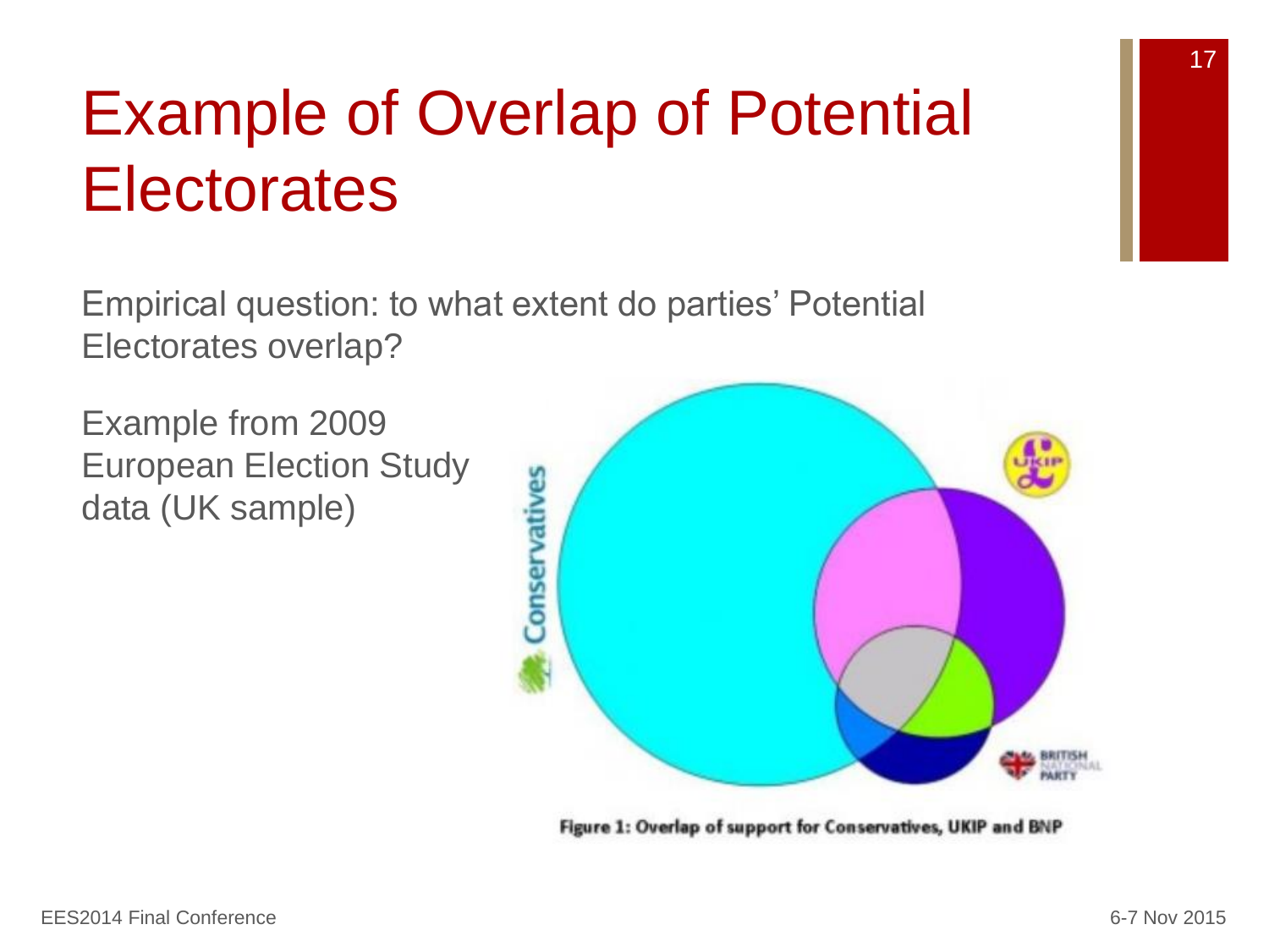# Example of Overlap of Potential Electorates

Empirical question: to what extent do parties' Potential Electorates overlap?

Example from 2009 European Election Study data (UK sample)

Figure 1: Overlap of support for Conservatives, UKIP and BNP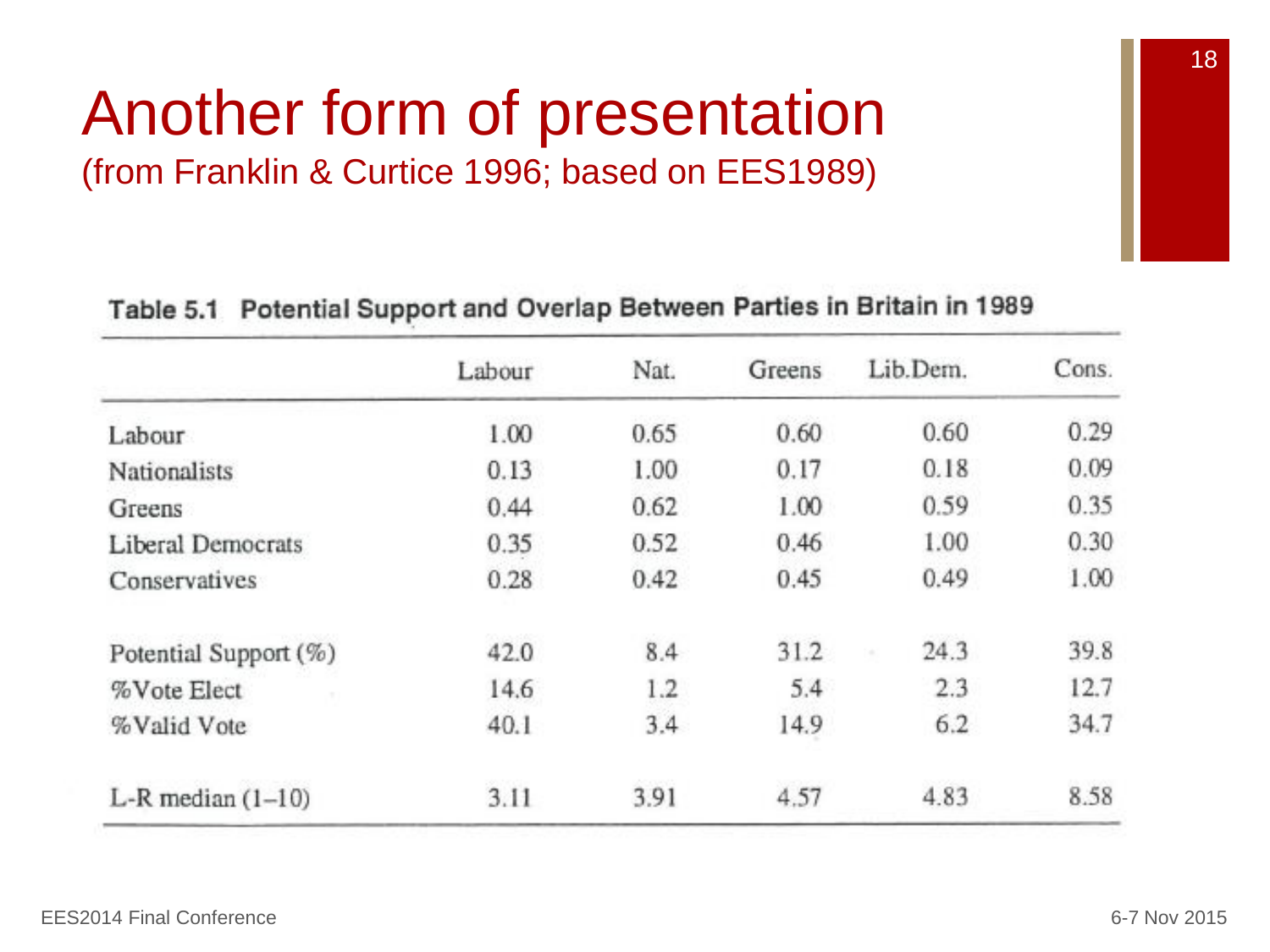# Another form of presentation

(from Franklin & Curtice 1996; based on EES1989)

**Table 5.1 Potential Support and Overlap Between Parties in Britain in 1989**

| | Labour | Nat. | Greens | Lib.Dem. | Cons. |
|---|---|---|---|---|---|
| Labour | 1.00 | 0.65 | 0.60 | 0.60 | 0.29 |
| Nationalists | 0.13 | 1.00 | 0.17 | 0.18 | 0.09 |
| Greens | 0.44 | 0.62 | 1.00 | 0.59 | 0.35 |
| Liberal Democrats | 0.35 | 0.52 | 0.46 | 1.00 | 0.30 |
| Conservatives | 0.28 | 0.42 | 0.45 | 0.49 | 1.00 |
| Potential Support (%) | 42.0 | 8.4 | 31.2 | 24.3 | 39.8 |
| %Vote Elect | 14.6 | 1.2 | 5.4 | 2.3 | 12.7 |
| %Valid Vote | 40.1 | 3.4 | 14.9 | 6.2 | 34.7 |
| L-R median (1–10) | 3.11 | 3.91 | 4.57 | 4.83 | 8.58 |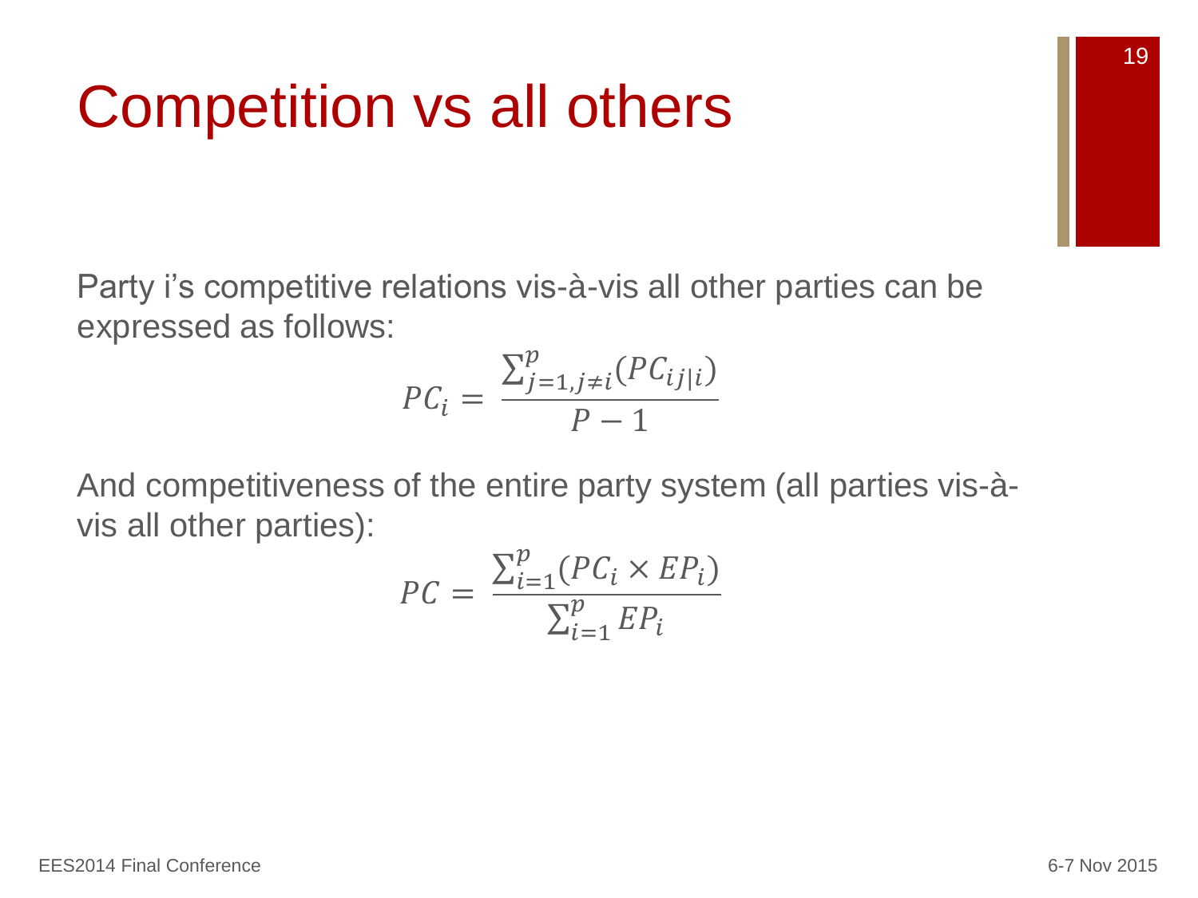# Competition vs all others

Party i's competitive relations vis-à-vis all other parties can be expressed as follows:

$$PC_i = \frac{\sum_{j=1, j \neq i}^{p} (PC_{ij|i})}{P-1}$$

And competitiveness of the entire party system (all parties vis-à-vis all other parties):

$$PC = \frac{\sum_{i=1}^{p} (PC_i \times EP_i)}{\sum_{i=1}^{p} EP_i}$$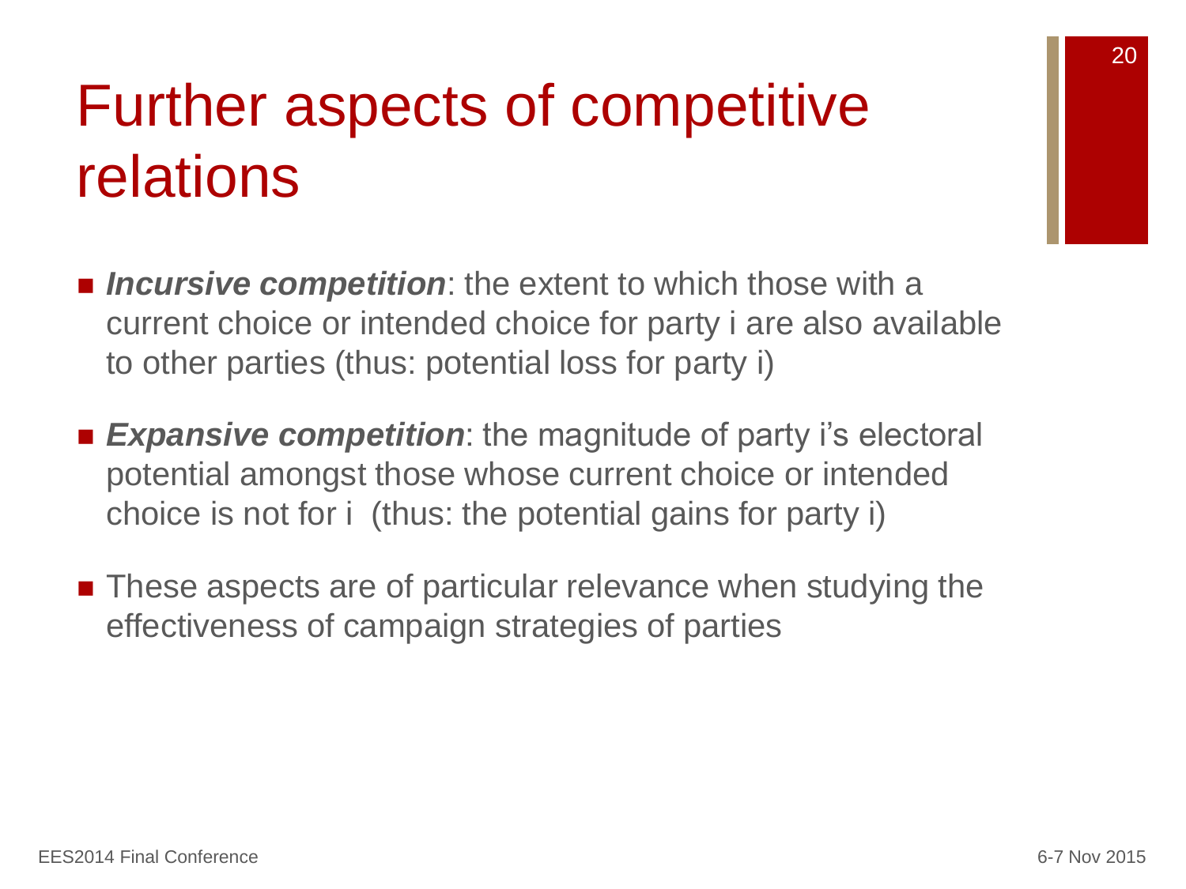# Further aspects of competitive relations

- ***Incursive competition***: the extent to which those with a current choice or intended choice for party i are also available to other parties (thus: potential loss for party i)
- ***Expansive competition***: the magnitude of party i's electoral potential amongst those whose current choice or intended choice is not for i (thus: the potential gains for party i)
- These aspects are of particular relevance when studying the effectiveness of campaign strategies of parties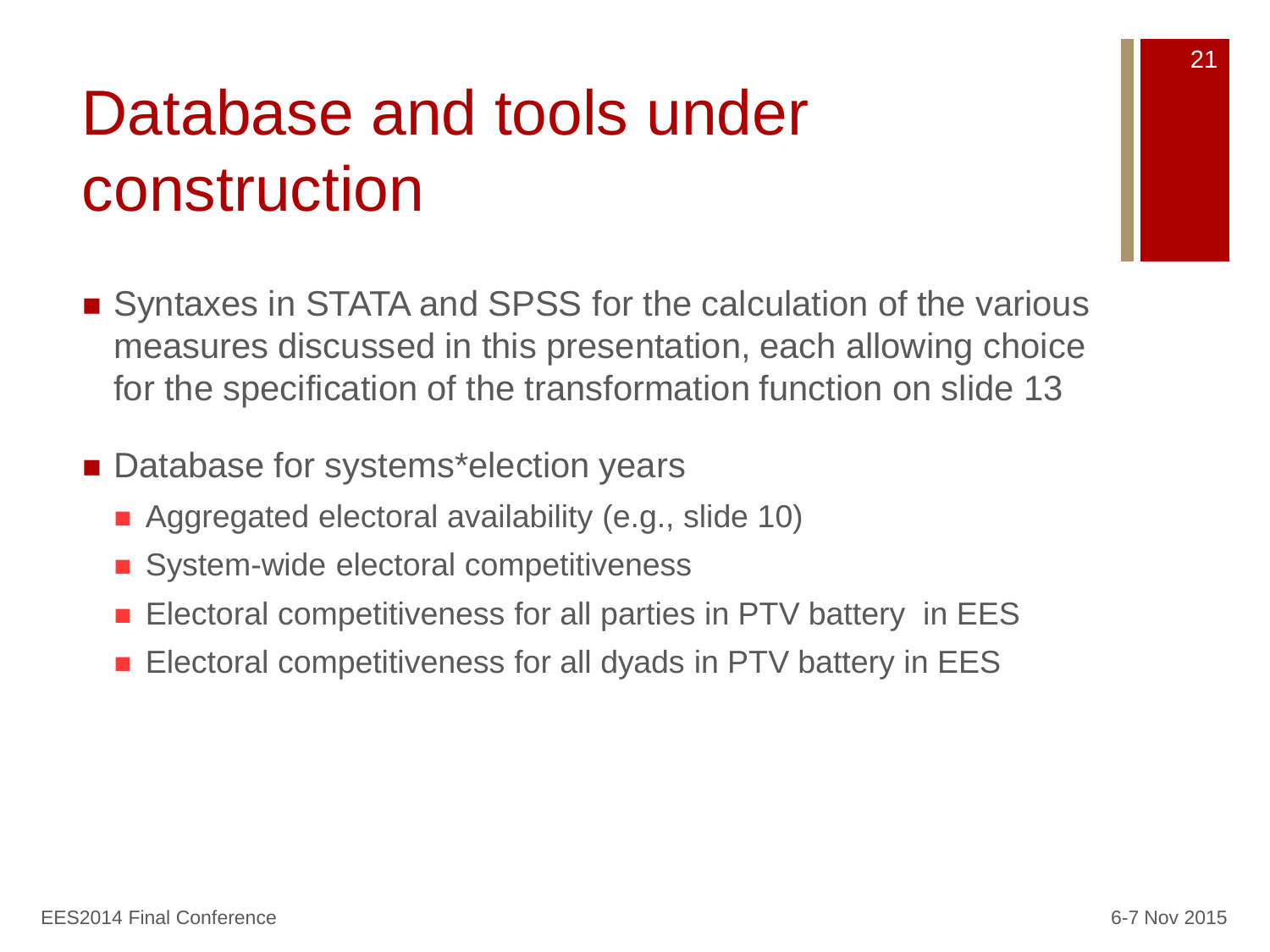# Database and tools under construction

- Syntaxes in STATA and SPSS for the calculation of the various measures discussed in this presentation, each allowing choice for the specification of the transformation function on slide 13
- Database for systems*election years
  - Aggregated electoral availability (e.g., slide 10)
  - System-wide electoral competitiveness
  - Electoral competitiveness for all parties in PTV battery in EES
  - Electoral competitiveness for all dyads in PTV battery in EES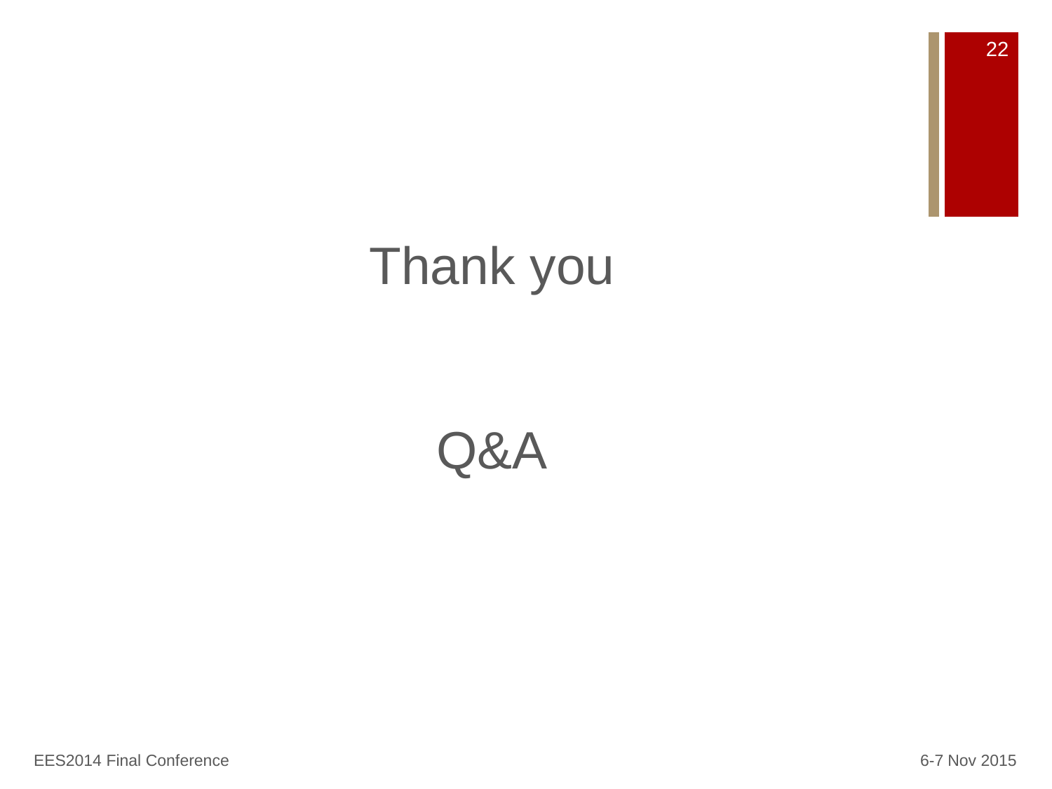# Thank you

# Q&A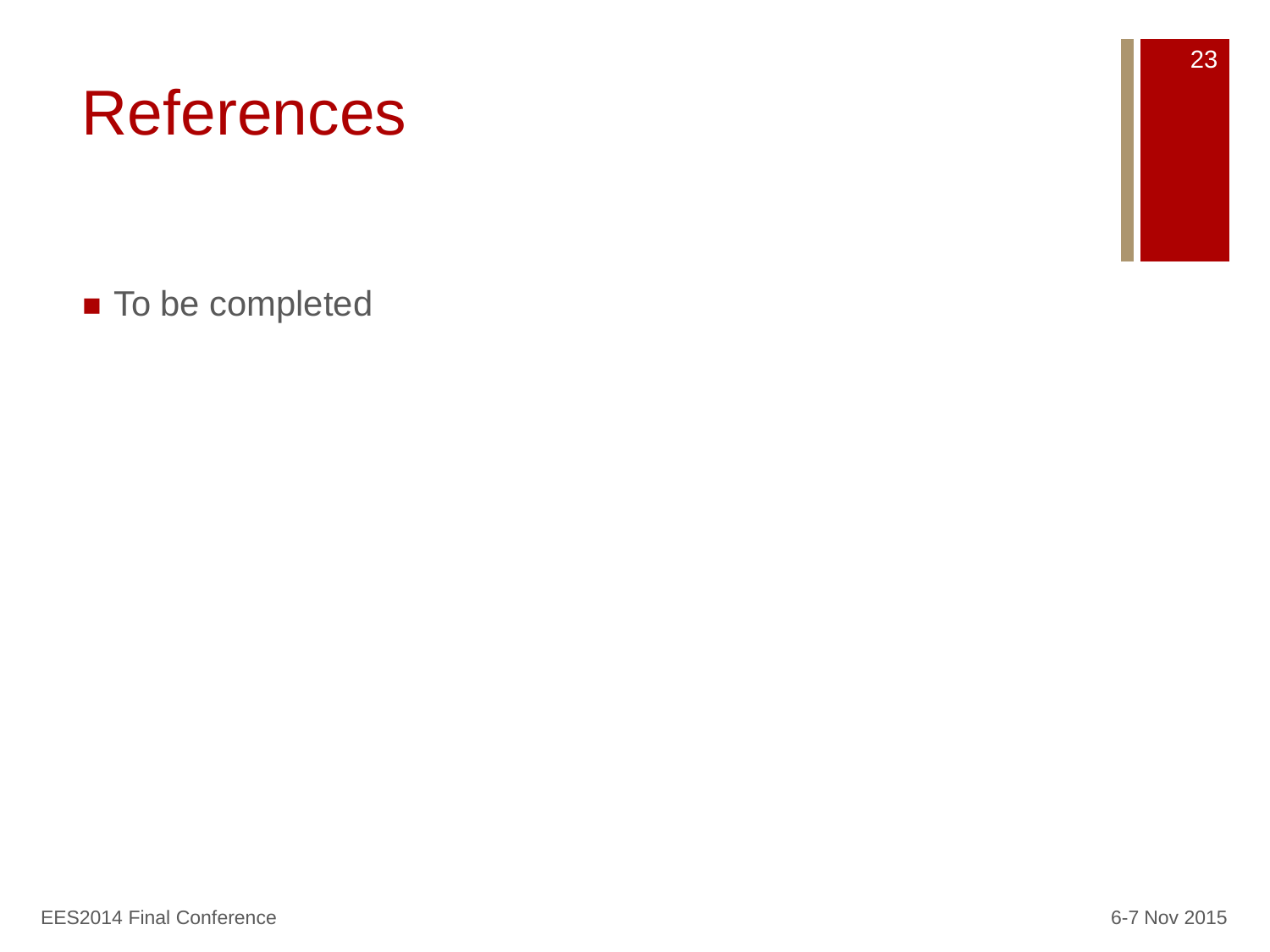# References

- To be completed